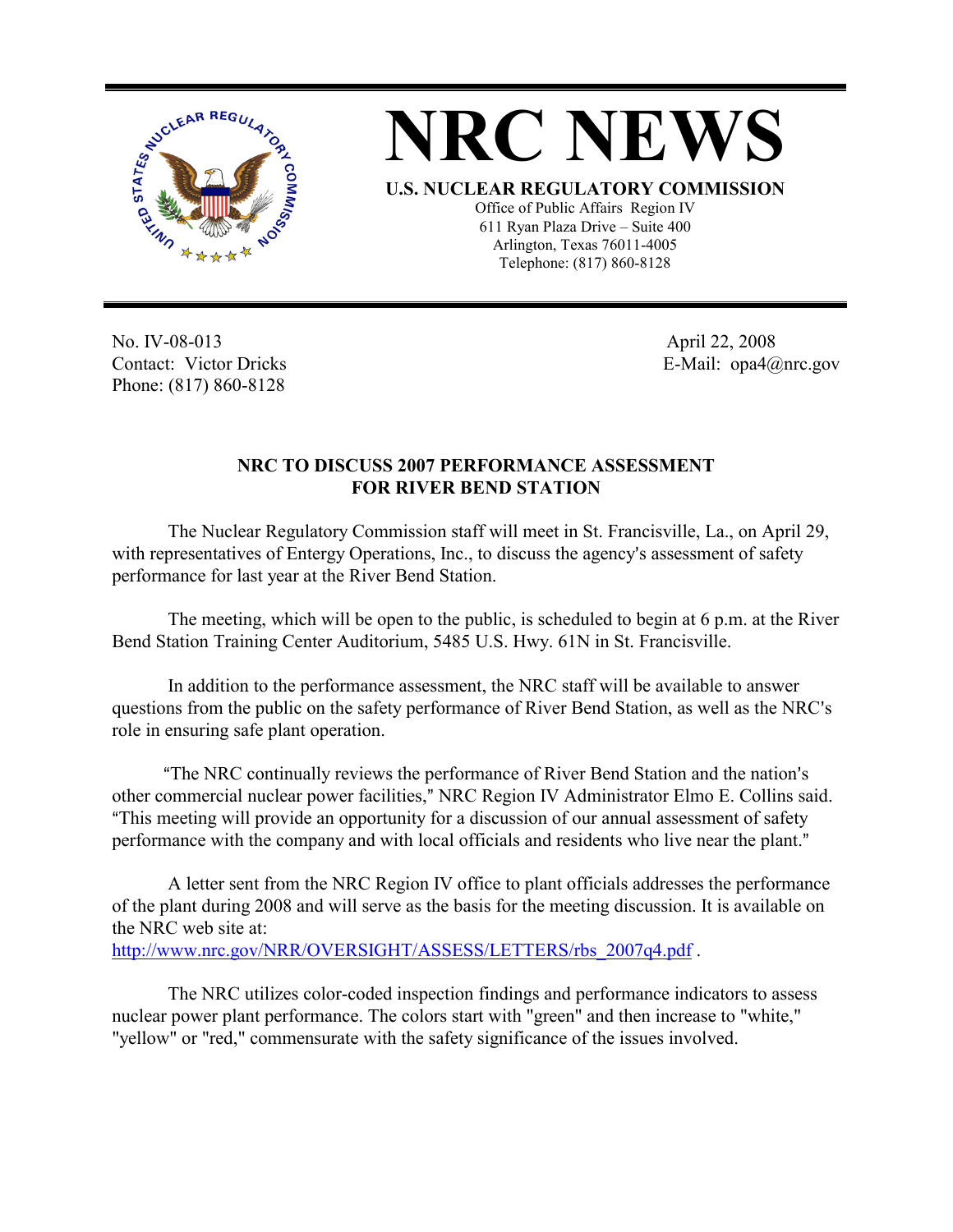# NRC NEWS

**U.S. NUCLEAR REGULATORY COMMISSION**

Office of Public Affairs Region IV
611 Ryan Plaza Drive – Suite 400
Arlington, Texas 76011-4005
Telephone: (817) 860-8128

No. IV-08-013
Contact: Victor Dricks
Phone: (817) 860-8128

April 22, 2008
E-Mail: opa4@nrc.gov

## NRC TO DISCUSS 2007 PERFORMANCE ASSESSMENT FOR RIVER BEND STATION

The Nuclear Regulatory Commission staff will meet in St. Francisville, La., on April 29, with representatives of Entergy Operations, Inc., to discuss the agency's assessment of safety performance for last year at the River Bend Station.

The meeting, which will be open to the public, is scheduled to begin at 6 p.m. at the River Bend Station Training Center Auditorium, 5485 U.S. Hwy. 61N in St. Francisville.

In addition to the performance assessment, the NRC staff will be available to answer questions from the public on the safety performance of River Bend Station, as well as the NRC's role in ensuring safe plant operation.

"The NRC continually reviews the performance of River Bend Station and the nation's other commercial nuclear power facilities," NRC Region IV Administrator Elmo E. Collins said. "This meeting will provide an opportunity for a discussion of our annual assessment of safety performance with the company and with local officials and residents who live near the plant."

A letter sent from the NRC Region IV office to plant officials addresses the performance of the plant during 2008 and will serve as the basis for the meeting discussion. It is available on the NRC web site at:
http://www.nrc.gov/NRR/OVERSIGHT/ASSESS/LETTERS/rbs_2007q4.pdf .

The NRC utilizes color-coded inspection findings and performance indicators to assess nuclear power plant performance. The colors start with "green" and then increase to "white," "yellow" or "red," commensurate with the safety significance of the issues involved.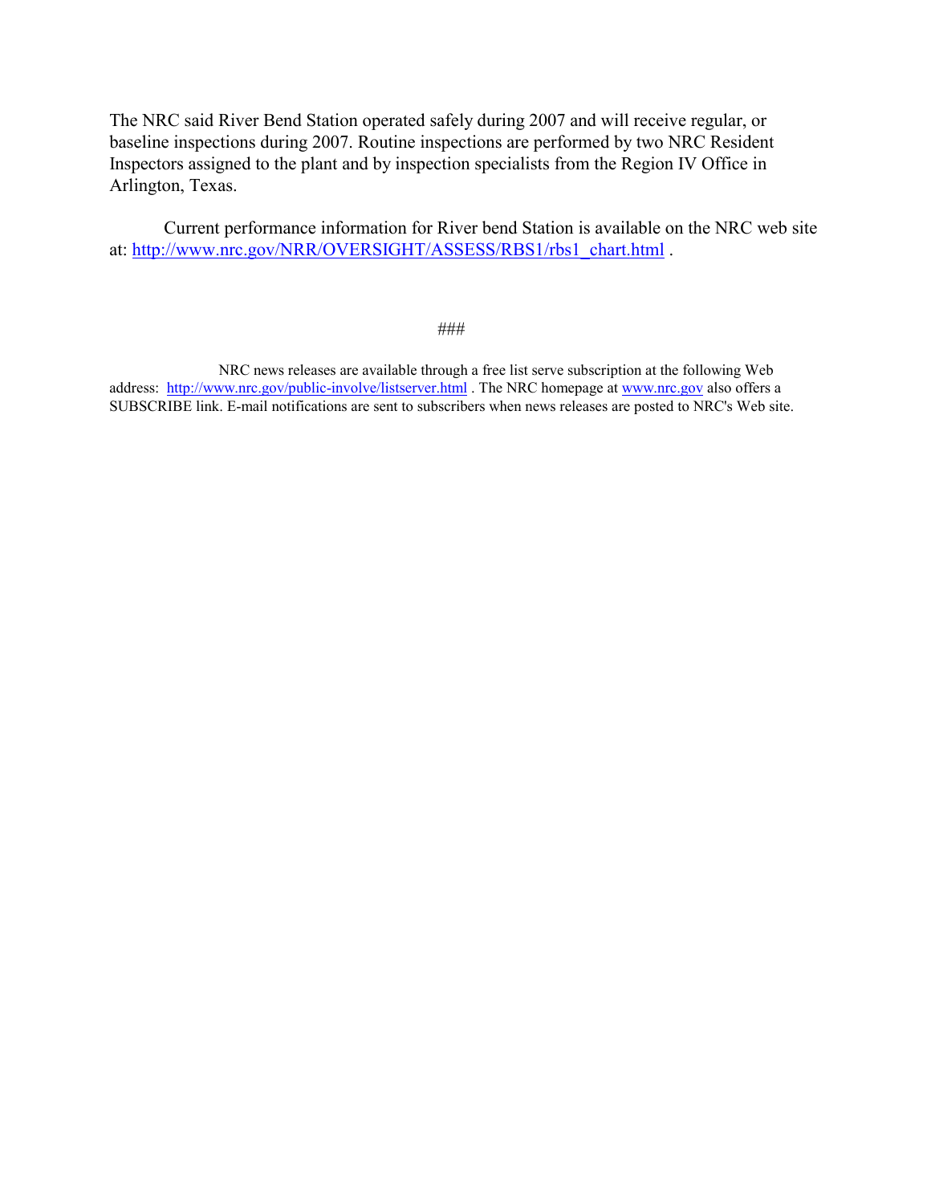The NRC said River Bend Station operated safely during 2007 and will receive regular, or baseline inspections during 2007. Routine inspections are performed by two NRC Resident Inspectors assigned to the plant and by inspection specialists from the Region IV Office in Arlington, Texas.

Current performance information for River bend Station is available on the NRC web site at: http://www.nrc.gov/NRR/OVERSIGHT/ASSESS/RBS1/rbs1_chart.html .

###

NRC news releases are available through a free list serve subscription at the following Web address: http://www.nrc.gov/public-involve/listserver.html . The NRC homepage at www.nrc.gov also offers a SUBSCRIBE link. E-mail notifications are sent to subscribers when news releases are posted to NRC's Web site.